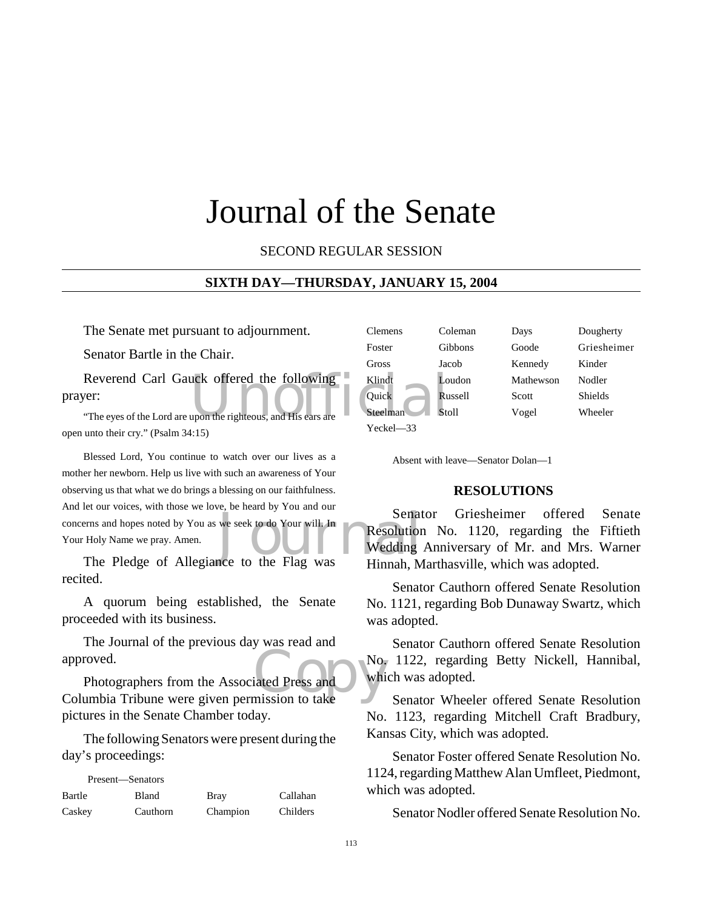# Journal of the Senate

SECOND REGULAR SESSION

**SIXTH DAY—THURSDAY, JANUARY 15, 2004**

The Senate met pursuant to adjournment.

Senator Bartle in the Chair.

Reverend Carl Gauck offered the following prayer:

"The eyes of the Lord are upon the righteous, and His ears are open unto their cry." (Psalm 34:15)

Blessed Lord, You continue to watch over our lives as a mother her newborn. Help us live with such an awareness of Your observing us that what we do brings a blessing on our faithfulness. And let our voices, with those we love, be heard by You and our concerns and hopes noted by You as we seek to do Your will. In Your Holy Name we pray. Amen.

The Pledge of Allegiance to the Flag was recited.

A quorum being established, the Senate proceeded with its business.

The Journal of the previous day was read and approved.

Photographers from the Associated Press and Columbia Tribune were given permission to take pictures in the Senate Chamber today.

The following Senators were present during the day's proceedings:

Present—Senators

| | | | |
|---|---|---|---|
| Bartle | Bland | Bray | Callahan |
| Caskey | Cauthorn | Champion | Childers |
| Clemens | Coleman | Days | Dougherty |
| Foster | Gibbons | Goode | Griesheimer |
| Gross | Jacob | Kennedy | Kinder |
| Klindt | Loudon | Mathewson | Nodler |
| Quick | Russell | Scott | Shields |
| Steelman | Stoll | Vogel | Wheeler |
| Yeckel—33 | | | |

Absent with leave—Senator Dolan—1

## RESOLUTIONS

Senator Griesheimer offered Senate Resolution No. 1120, regarding the Fiftieth Wedding Anniversary of Mr. and Mrs. Warner Hinnah, Marthasville, which was adopted.

Senator Cauthorn offered Senate Resolution No. 1121, regarding Bob Dunaway Swartz, which was adopted.

Senator Cauthorn offered Senate Resolution No. 1122, regarding Betty Nickell, Hannibal, which was adopted.

Senator Wheeler offered Senate Resolution No. 1123, regarding Mitchell Craft Bradbury, Kansas City, which was adopted.

Senator Foster offered Senate Resolution No. 1124, regarding Matthew Alan Umfleet, Piedmont, which was adopted.

Senator Nodler offered Senate Resolution No.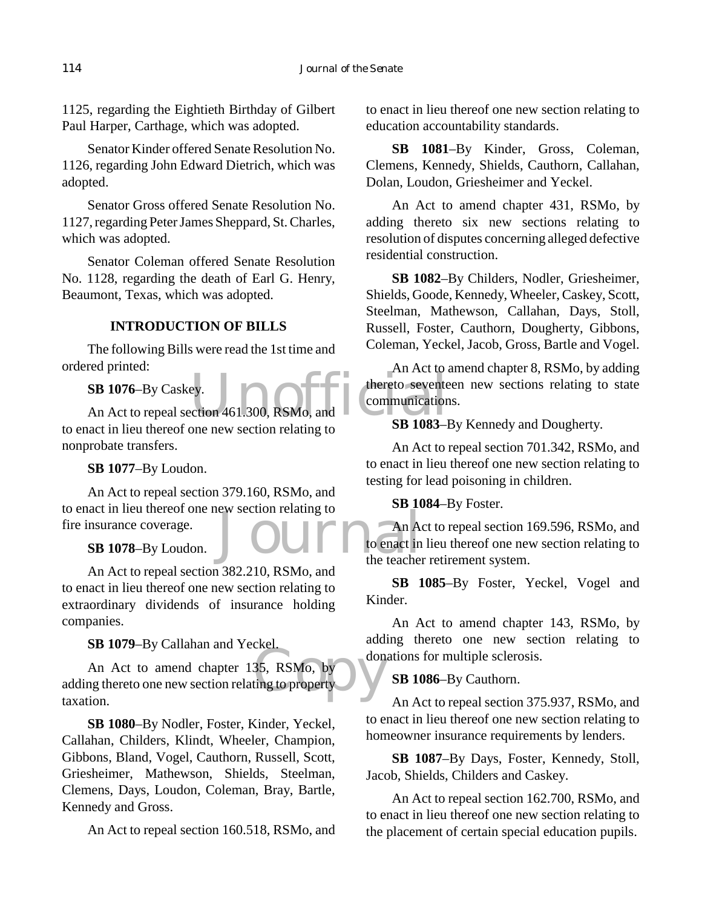1125, regarding the Eightieth Birthday of Gilbert Paul Harper, Carthage, which was adopted.

Senator Kinder offered Senate Resolution No. 1126, regarding John Edward Dietrich, which was adopted.

Senator Gross offered Senate Resolution No. 1127, regarding Peter James Sheppard, St. Charles, which was adopted.

Senator Coleman offered Senate Resolution No. 1128, regarding the death of Earl G. Henry, Beaumont, Texas, which was adopted.

### INTRODUCTION OF BILLS

The following Bills were read the 1st time and ordered printed:

**SB 1076**–By Caskey.

An Act to repeal section 461.300, RSMo, and to enact in lieu thereof one new section relating to nonprobate transfers.

**SB 1077**–By Loudon.

An Act to repeal section 379.160, RSMo, and to enact in lieu thereof one new section relating to fire insurance coverage.

**SB 1078**–By Loudon.

An Act to repeal section 382.210, RSMo, and to enact in lieu thereof one new section relating to extraordinary dividends of insurance holding companies.

**SB 1079**–By Callahan and Yeckel.

An Act to amend chapter 135, RSMo, by adding thereto one new section relating to property taxation.

**SB 1080**–By Nodler, Foster, Kinder, Yeckel, Callahan, Childers, Klindt, Wheeler, Champion, Gibbons, Bland, Vogel, Cauthorn, Russell, Scott, Griesheimer, Mathewson, Shields, Steelman, Clemens, Days, Loudon, Coleman, Bray, Bartle, Kennedy and Gross.

An Act to repeal section 160.518, RSMo, and to enact in lieu thereof one new section relating to education accountability standards.

**SB 1081**–By Kinder, Gross, Coleman, Clemens, Kennedy, Shields, Cauthorn, Callahan, Dolan, Loudon, Griesheimer and Yeckel.

An Act to amend chapter 431, RSMo, by adding thereto six new sections relating to resolution of disputes concerning alleged defective residential construction.

**SB 1082**–By Childers, Nodler, Griesheimer, Shields, Goode, Kennedy, Wheeler, Caskey, Scott, Steelman, Mathewson, Callahan, Days, Stoll, Russell, Foster, Cauthorn, Dougherty, Gibbons, Coleman, Yeckel, Jacob, Gross, Bartle and Vogel.

An Act to amend chapter 8, RSMo, by adding thereto seventeen new sections relating to state communications.

**SB 1083**–By Kennedy and Dougherty.

An Act to repeal section 701.342, RSMo, and to enact in lieu thereof one new section relating to testing for lead poisoning in children.

**SB 1084**–By Foster.

An Act to repeal section 169.596, RSMo, and to enact in lieu thereof one new section relating to the teacher retirement system.

**SB 1085**–By Foster, Yeckel, Vogel and Kinder.

An Act to amend chapter 143, RSMo, by adding thereto one new section relating to donations for multiple sclerosis.

**SB 1086**–By Cauthorn.

An Act to repeal section 375.937, RSMo, and to enact in lieu thereof one new section relating to homeowner insurance requirements by lenders.

**SB 1087**–By Days, Foster, Kennedy, Stoll, Jacob, Shields, Childers and Caskey.

An Act to repeal section 162.700, RSMo, and to enact in lieu thereof one new section relating to the placement of certain special education pupils.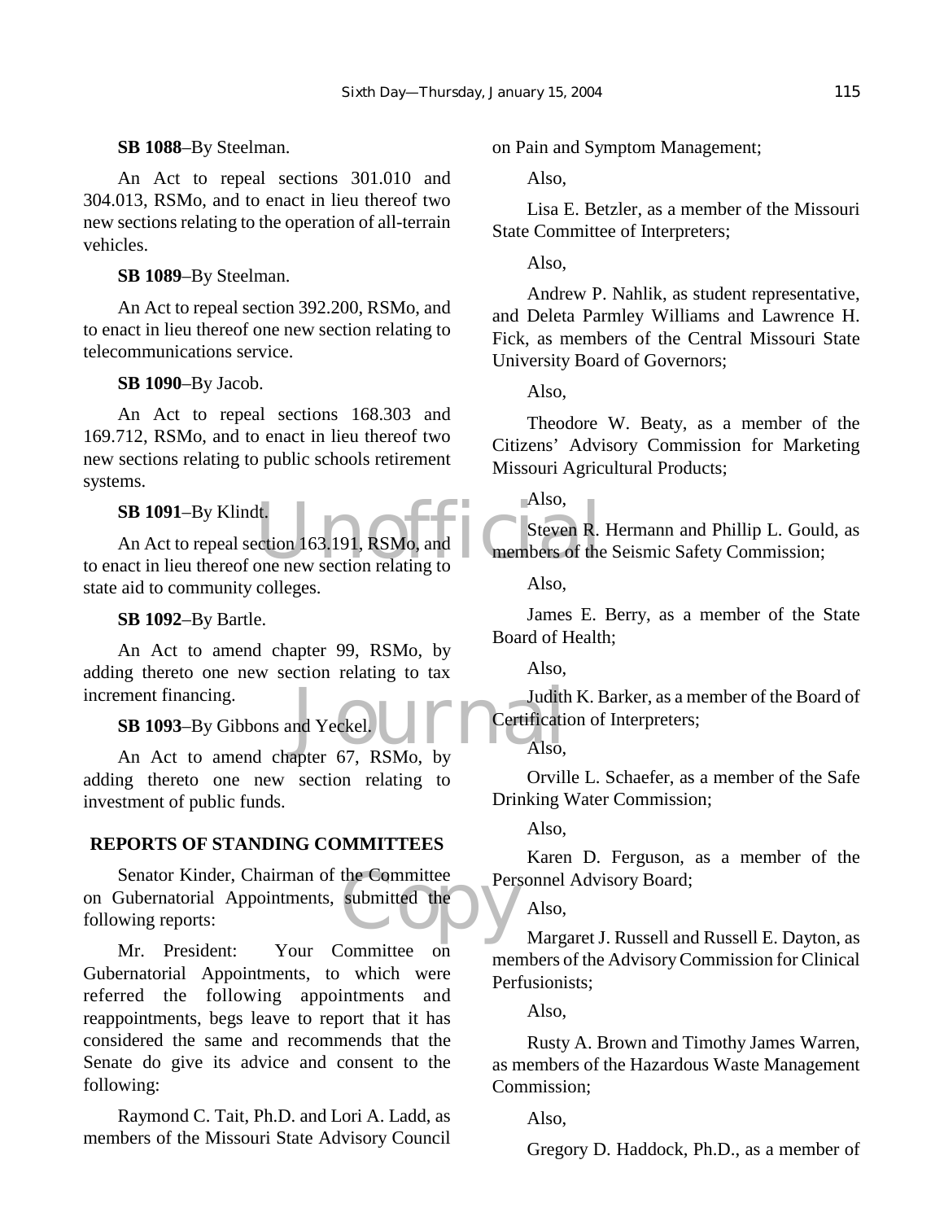**SB 1088**–By Steelman.

An Act to repeal sections 301.010 and 304.013, RSMo, and to enact in lieu thereof two new sections relating to the operation of all-terrain vehicles.

**SB 1089**–By Steelman.

An Act to repeal section 392.200, RSMo, and to enact in lieu thereof one new section relating to telecommunications service.

**SB 1090**–By Jacob.

An Act to repeal sections 168.303 and 169.712, RSMo, and to enact in lieu thereof two new sections relating to public schools retirement systems.

**SB 1091**–By Klindt.

An Act to repeal section 163.191, RSMo, and to enact in lieu thereof one new section relating to state aid to community colleges.

**SB 1092**–By Bartle.

An Act to amend chapter 99, RSMo, by adding thereto one new section relating to tax increment financing.

**SB 1093**–By Gibbons and Yeckel.

An Act to amend chapter 67, RSMo, by adding thereto one new section relating to investment of public funds.

## REPORTS OF STANDING COMMITTEES

Senator Kinder, Chairman of the Committee on Gubernatorial Appointments, submitted the following reports:

Mr. President: Your Committee on Gubernatorial Appointments, to which were referred the following appointments and reappointments, begs leave to report that it has considered the same and recommends that the Senate do give its advice and consent to the following:

Raymond C. Tait, Ph.D. and Lori A. Ladd, as members of the Missouri State Advisory Council on Pain and Symptom Management;

Also,

Lisa E. Betzler, as a member of the Missouri State Committee of Interpreters;

Also,

Andrew P. Nahlik, as student representative, and Deleta Parmley Williams and Lawrence H. Fick, as members of the Central Missouri State University Board of Governors;

Also,

Theodore W. Beaty, as a member of the Citizens' Advisory Commission for Marketing Missouri Agricultural Products;

Also,

Steven R. Hermann and Phillip L. Gould, as members of the Seismic Safety Commission;

Also,

James E. Berry, as a member of the State Board of Health;

Also,

Judith K. Barker, as a member of the Board of Certification of Interpreters;

Also,

Orville L. Schaefer, as a member of the Safe Drinking Water Commission;

Also,

Karen D. Ferguson, as a member of the Personnel Advisory Board;

Also,

Margaret J. Russell and Russell E. Dayton, as members of the Advisory Commission for Clinical Perfusionists;

Also,

Rusty A. Brown and Timothy James Warren, as members of the Hazardous Waste Management Commission;

Also,

Gregory D. Haddock, Ph.D., as a member of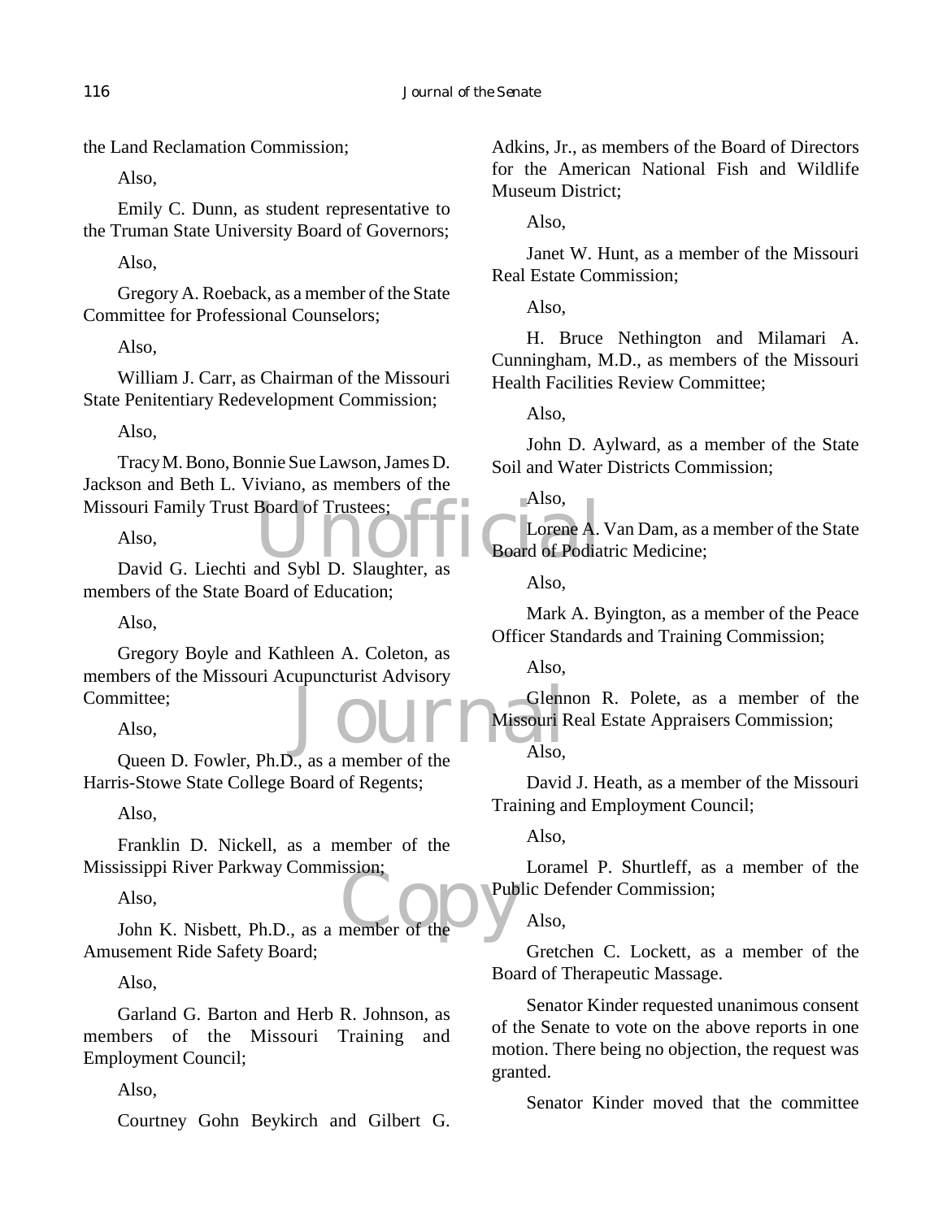the Land Reclamation Commission;

Also,

Emily C. Dunn, as student representative to the Truman State University Board of Governors;

Also,

Gregory A. Roeback, as a member of the State Committee for Professional Counselors;

Also,

William J. Carr, as Chairman of the Missouri State Penitentiary Redevelopment Commission;

Also,

Tracy M. Bono, Bonnie Sue Lawson, James D. Jackson and Beth L. Viviano, as members of the Missouri Family Trust Board of Trustees;

Also,

David G. Liechti and Sybl D. Slaughter, as members of the State Board of Education;

Also,

Gregory Boyle and Kathleen A. Coleton, as members of the Missouri Acupuncturist Advisory Committee;

Also,

Queen D. Fowler, Ph.D., as a member of the Harris-Stowe State College Board of Regents;

Also,

Franklin D. Nickell, as a member of the Mississippi River Parkway Commission;

Also,

John K. Nisbett, Ph.D., as a member of the Amusement Ride Safety Board;

Also,

Garland G. Barton and Herb R. Johnson, as members of the Missouri Training and Employment Council;

Also,

Courtney Gohn Beykirch and Gilbert G. Adkins, Jr., as members of the Board of Directors for the American National Fish and Wildlife Museum District;

Also,

Janet W. Hunt, as a member of the Missouri Real Estate Commission;

Also,

H. Bruce Nethington and Milamari A. Cunningham, M.D., as members of the Missouri Health Facilities Review Committee;

Also,

John D. Aylward, as a member of the State Soil and Water Districts Commission;

Also,

Lorene A. Van Dam, as a member of the State Board of Podiatric Medicine;

Also,

Mark A. Byington, as a member of the Peace Officer Standards and Training Commission;

Also,

Glennon R. Polete, as a member of the Missouri Real Estate Appraisers Commission;

Also,

David J. Heath, as a member of the Missouri Training and Employment Council;

Also,

Loramel P. Shurtleff, as a member of the Public Defender Commission;

Also,

Gretchen C. Lockett, as a member of the Board of Therapeutic Massage.

Senator Kinder requested unanimous consent of the Senate to vote on the above reports in one motion. There being no objection, the request was granted.

Senator Kinder moved that the committee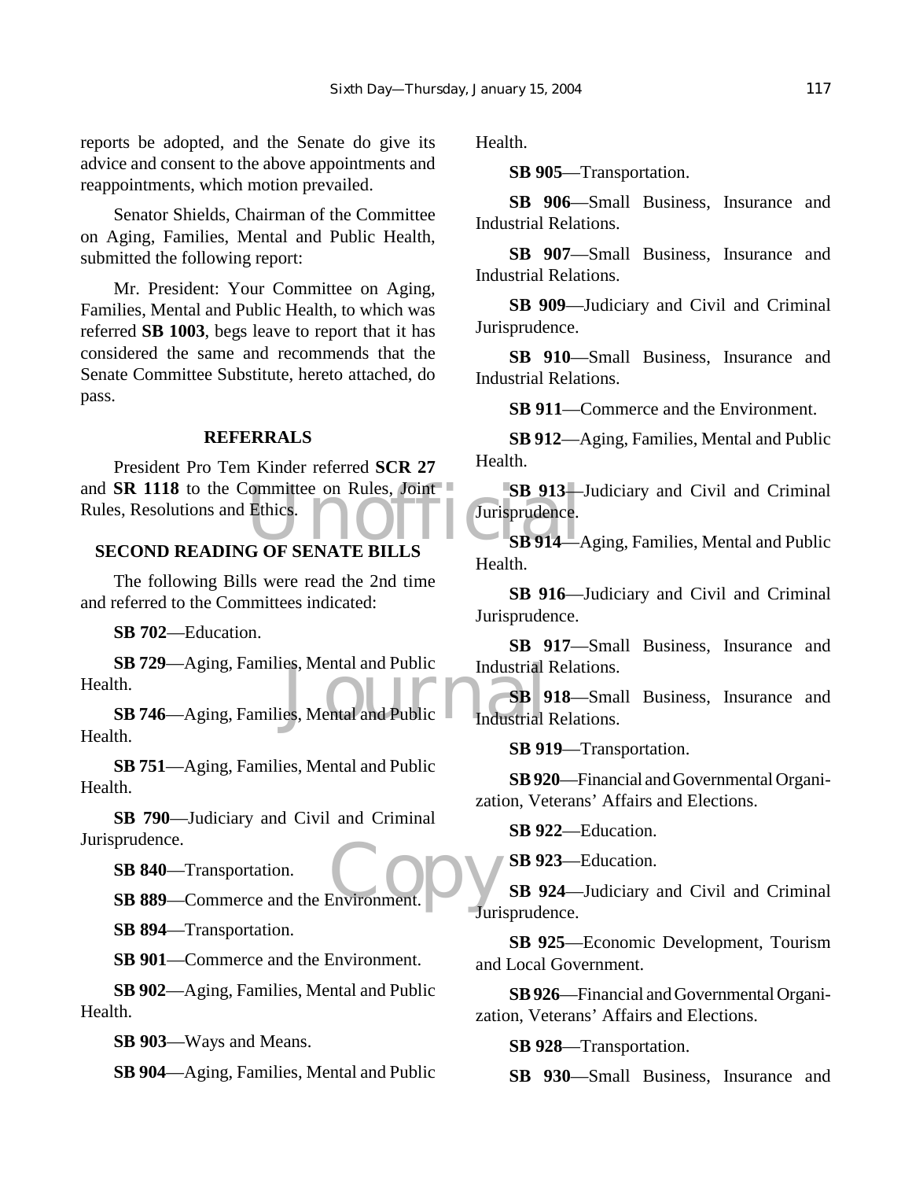reports be adopted, and the Senate do give its advice and consent to the above appointments and reappointments, which motion prevailed.

Senator Shields, Chairman of the Committee on Aging, Families, Mental and Public Health, submitted the following report:

Mr. President: Your Committee on Aging, Families, Mental and Public Health, to which was referred **SB 1003**, begs leave to report that it has considered the same and recommends that the Senate Committee Substitute, hereto attached, do pass.

## REFERRALS

President Pro Tem Kinder referred **SCR 27** and **SR 1118** to the Committee on Rules, Joint Rules, Resolutions and Ethics.

## SECOND READING OF SENATE BILLS

The following Bills were read the 2nd time and referred to the Committees indicated:

**SB 702**—Education.

**SB 729**—Aging, Families, Mental and Public Health.

**SB 746**—Aging, Families, Mental and Public Health.

**SB 751**—Aging, Families, Mental and Public Health.

**SB 790**—Judiciary and Civil and Criminal Jurisprudence.

**SB 840**—Transportation.

**SB 889**—Commerce and the Environment.

**SB 894**—Transportation.

**SB 901**—Commerce and the Environment.

**SB 902**—Aging, Families, Mental and Public Health.

**SB 903**—Ways and Means.

**SB 904**—Aging, Families, Mental and Public Health.

**SB 905**—Transportation.

**SB 906**—Small Business, Insurance and Industrial Relations.

**SB 907**—Small Business, Insurance and Industrial Relations.

**SB 909**—Judiciary and Civil and Criminal Jurisprudence.

**SB 910**—Small Business, Insurance and Industrial Relations.

**SB 911**—Commerce and the Environment.

**SB 912**—Aging, Families, Mental and Public Health.

**SB 913**—Judiciary and Civil and Criminal Jurisprudence.

**SB 914**—Aging, Families, Mental and Public Health.

**SB 916**—Judiciary and Civil and Criminal Jurisprudence.

**SB 917**—Small Business, Insurance and Industrial Relations.

**SB 918**—Small Business, Insurance and Industrial Relations.

**SB 919**—Transportation.

**SB 920**—Financial and Governmental Organization, Veterans' Affairs and Elections.

**SB 922**—Education.

**SB 923**—Education.

**SB 924**—Judiciary and Civil and Criminal Jurisprudence.

**SB 925**—Economic Development, Tourism and Local Government.

**SB 926**—Financial and Governmental Organization, Veterans' Affairs and Elections.

**SB 928**—Transportation.

**SB 930**—Small Business, Insurance and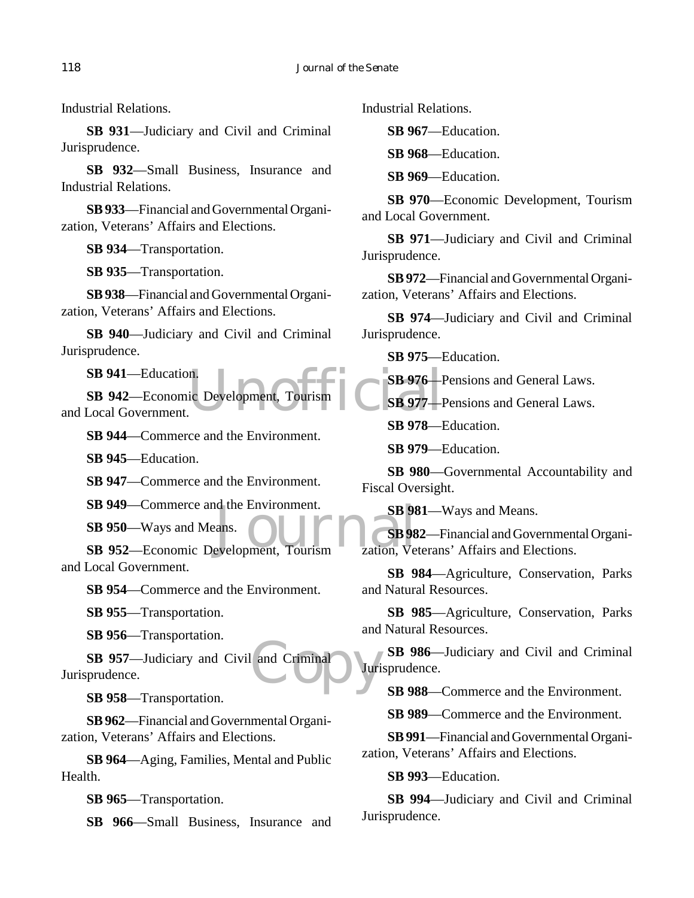Industrial Relations.

**SB 931**—Judiciary and Civil and Criminal Jurisprudence.

**SB 932**—Small Business, Insurance and Industrial Relations.

**SB 933**—Financial and Governmental Organization, Veterans' Affairs and Elections.

**SB 934**—Transportation.

**SB 935**—Transportation.

**SB 938**—Financial and Governmental Organization, Veterans' Affairs and Elections.

**SB 940**—Judiciary and Civil and Criminal Jurisprudence.

**SB 941**—Education.

**SB 942**—Economic Development, Tourism and Local Government.

**SB 944**—Commerce and the Environment.

**SB 945**—Education.

**SB 947**—Commerce and the Environment.

**SB 949**—Commerce and the Environment.

**SB 950**—Ways and Means.

**SB 952**—Economic Development, Tourism and Local Government.

**SB 954**—Commerce and the Environment.

**SB 955**—Transportation.

**SB 956**—Transportation.

**SB 957**—Judiciary and Civil and Criminal Jurisprudence.

**SB 958**—Transportation.

**SB 962**—Financial and Governmental Organization, Veterans' Affairs and Elections.

**SB 964**—Aging, Families, Mental and Public Health.

**SB 965**—Transportation.

**SB 966**—Small Business, Insurance and Industrial Relations.

**SB 967**—Education.

**SB 968**—Education.

**SB 969**—Education.

**SB 970**—Economic Development, Tourism and Local Government.

**SB 971**—Judiciary and Civil and Criminal Jurisprudence.

**SB 972**—Financial and Governmental Organization, Veterans' Affairs and Elections.

**SB 974**—Judiciary and Civil and Criminal Jurisprudence.

**SB 975**—Education.

**SB 976**—Pensions and General Laws.

**SB 977**—Pensions and General Laws.

**SB 978**—Education.

**SB 979**—Education.

**SB 980**—Governmental Accountability and Fiscal Oversight.

**SB 981**—Ways and Means.

**SB 982**—Financial and Governmental Organization, Veterans' Affairs and Elections.

**SB 984**—Agriculture, Conservation, Parks and Natural Resources.

**SB 985**—Agriculture, Conservation, Parks and Natural Resources.

**SB 986**—Judiciary and Civil and Criminal Jurisprudence.

**SB 988**—Commerce and the Environment.

**SB 989**—Commerce and the Environment.

**SB 991**—Financial and Governmental Organization, Veterans' Affairs and Elections.

**SB 993**—Education.

**SB 994**—Judiciary and Civil and Criminal Jurisprudence.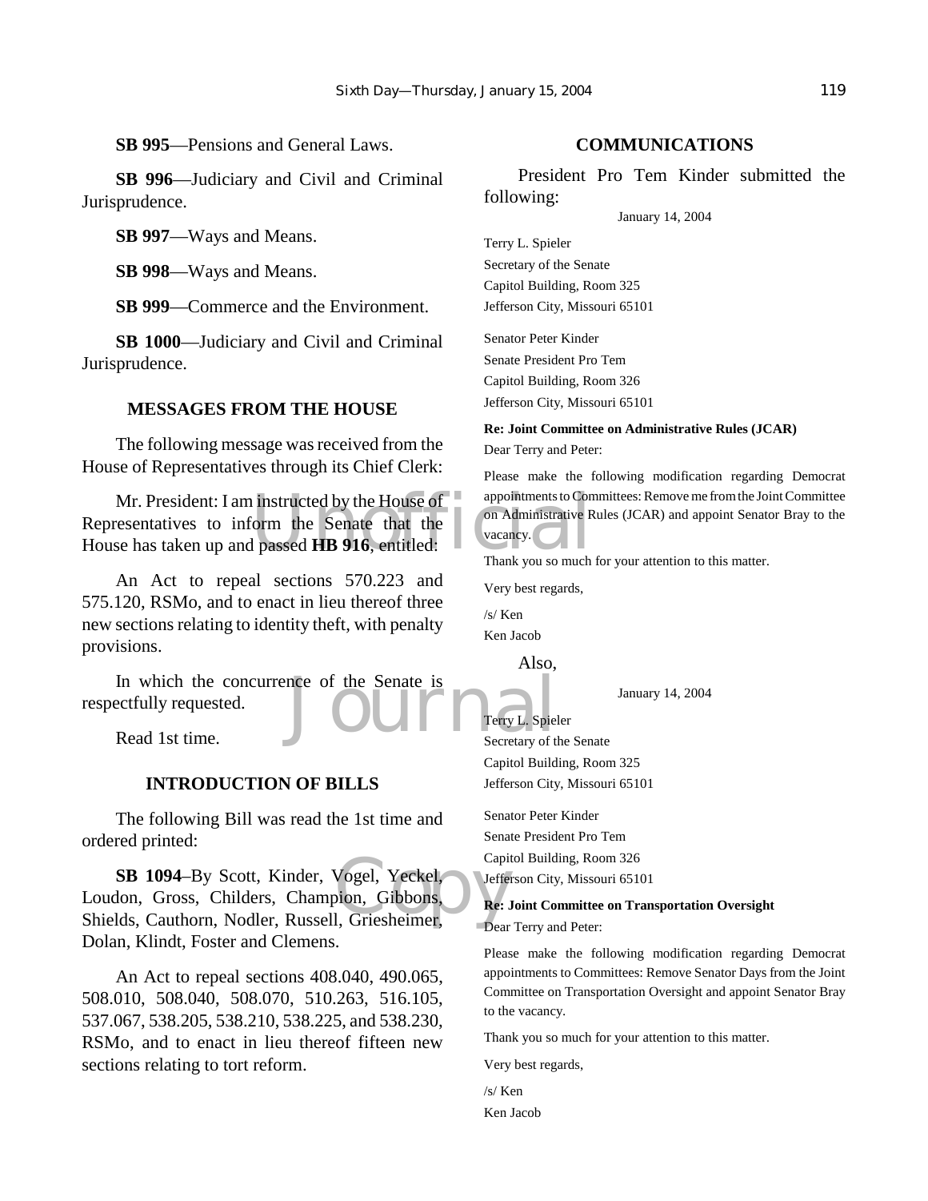**SB 995**—Pensions and General Laws.

**SB 996**—Judiciary and Civil and Criminal Jurisprudence.

**SB 997**—Ways and Means.

**SB 998**—Ways and Means.

**SB 999**—Commerce and the Environment.

**SB 1000**—Judiciary and Civil and Criminal Jurisprudence.

## MESSAGES FROM THE HOUSE

The following message was received from the House of Representatives through its Chief Clerk:

Mr. President: I am instructed by the House of Representatives to inform the Senate that the House has taken up and passed **HB 916**, entitled:

An Act to repeal sections 570.223 and 575.120, RSMo, and to enact in lieu thereof three new sections relating to identity theft, with penalty provisions.

In which the concurrence of the Senate is respectfully requested.

Read 1st time.

## INTRODUCTION OF BILLS

The following Bill was read the 1st time and ordered printed:

**SB 1094**–By Scott, Kinder, Vogel, Yeckel, Loudon, Gross, Childers, Champion, Gibbons, Shields, Cauthorn, Nodler, Russell, Griesheimer, Dolan, Klindt, Foster and Clemens.

An Act to repeal sections 408.040, 490.065, 508.010, 508.040, 508.070, 510.263, 516.105, 537.067, 538.205, 538.210, 538.225, and 538.230, RSMo, and to enact in lieu thereof fifteen new sections relating to tort reform.

## COMMUNICATIONS

President Pro Tem Kinder submitted the following:

January 14, 2004

Terry L. Spieler
Secretary of the Senate
Capitol Building, Room 325
Jefferson City, Missouri 65101

Senator Peter Kinder
Senate President Pro Tem
Capitol Building, Room 326
Jefferson City, Missouri 65101

**Re: Joint Committee on Administrative Rules (JCAR)**

Dear Terry and Peter:

Please make the following modification regarding Democrat appointments to Committees: Remove me from the Joint Committee on Administrative Rules (JCAR) and appoint Senator Bray to the vacancy.

Thank you so much for your attention to this matter.

Very best regards,

/s/ Ken
Ken Jacob

Also,

January 14, 2004

Terry L. Spieler
Secretary of the Senate
Capitol Building, Room 325
Jefferson City, Missouri 65101

Senator Peter Kinder
Senate President Pro Tem
Capitol Building, Room 326
Jefferson City, Missouri 65101

**Re: Joint Committee on Transportation Oversight**

Dear Terry and Peter:

Please make the following modification regarding Democrat appointments to Committees: Remove Senator Days from the Joint Committee on Transportation Oversight and appoint Senator Bray to the vacancy.

Thank you so much for your attention to this matter.

Very best regards,

/s/ Ken
Ken Jacob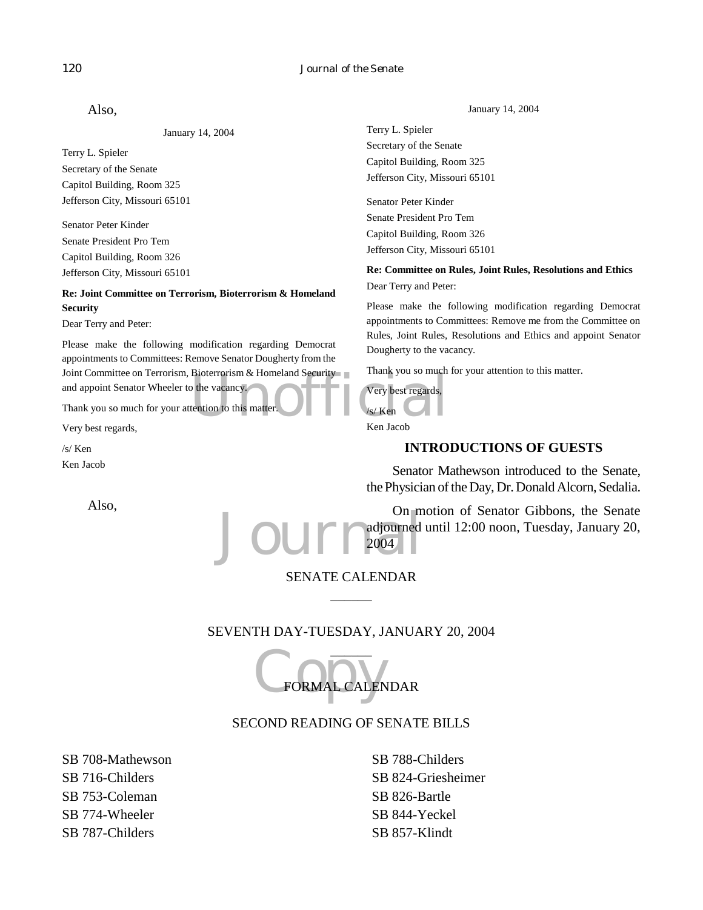Also,

January 14, 2004

Terry L. Spieler
Secretary of the Senate
Capitol Building, Room 325
Jefferson City, Missouri 65101

Senator Peter Kinder
Senate President Pro Tem
Capitol Building, Room 326
Jefferson City, Missouri 65101

**Re: Joint Committee on Terrorism, Bioterrorism & Homeland Security**

Dear Terry and Peter:

Please make the following modification regarding Democrat appointments to Committees: Remove Senator Dougherty from the Joint Committee on Terrorism, Bioterrorism & Homeland Security and appoint Senator Wheeler to the vacancy.

Thank you so much for your attention to this matter.

Very best regards,

/s/ Ken
Ken Jacob

Also,

January 14, 2004

Terry L. Spieler
Secretary of the Senate
Capitol Building, Room 325
Jefferson City, Missouri 65101

Senator Peter Kinder
Senate President Pro Tem
Capitol Building, Room 326
Jefferson City, Missouri 65101

**Re: Committee on Rules, Joint Rules, Resolutions and Ethics**

Dear Terry and Peter:

Please make the following modification regarding Democrat appointments to Committees: Remove me from the Committee on Rules, Joint Rules, Resolutions and Ethics and appoint Senator Dougherty to the vacancy.

Thank you so much for your attention to this matter.

Very best regards,

/s/ Ken
Ken Jacob

## INTRODUCTIONS OF GUESTS

Senator Mathewson introduced to the Senate, the Physician of the Day, Dr. Donald Alcorn, Sedalia.

On motion of Senator Gibbons, the Senate adjourned until 12:00 noon, Tuesday, January 20, 2004

## SENATE CALENDAR

______

## SEVENTH DAY-TUESDAY, JANUARY 20, 2004

______

## FORMAL CALENDAR

## SECOND READING OF SENATE BILLS

SB 708-Mathewson
SB 716-Childers
SB 753-Coleman
SB 774-Wheeler
SB 787-Childers
SB 788-Childers
SB 824-Griesheimer
SB 826-Bartle
SB 844-Yeckel
SB 857-Klindt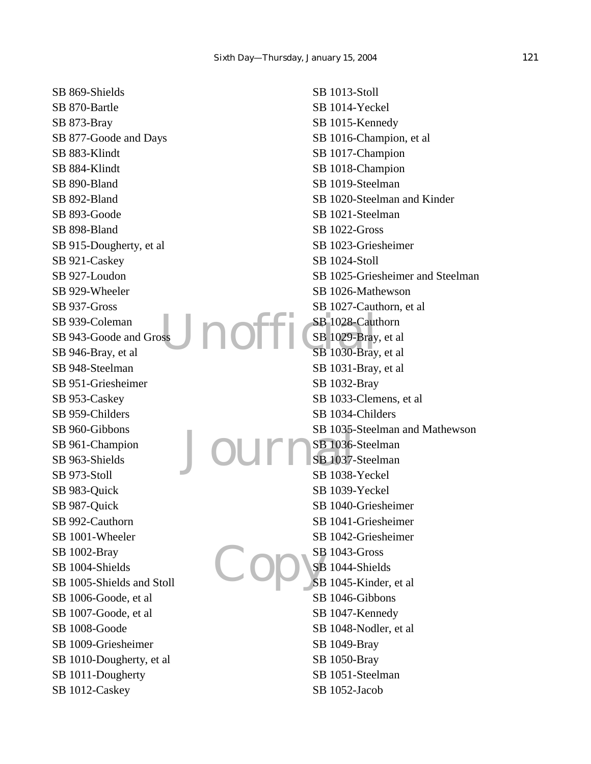SB 869-Shields
SB 870-Bartle
SB 873-Bray
SB 877-Goode and Days
SB 883-Klindt
SB 884-Klindt
SB 890-Bland
SB 892-Bland
SB 893-Goode
SB 898-Bland
SB 915-Dougherty, et al
SB 921-Caskey
SB 927-Loudon
SB 929-Wheeler
SB 937-Gross
SB 939-Coleman
SB 943-Goode and Gross
SB 946-Bray, et al
SB 948-Steelman
SB 951-Griesheimer
SB 953-Caskey
SB 959-Childers
SB 960-Gibbons
SB 961-Champion
SB 963-Shields
SB 973-Stoll
SB 983-Quick
SB 987-Quick
SB 992-Cauthorn
SB 1001-Wheeler
SB 1002-Bray
SB 1004-Shields
SB 1005-Shields and Stoll
SB 1006-Goode, et al
SB 1007-Goode, et al
SB 1008-Goode
SB 1009-Griesheimer
SB 1010-Dougherty, et al
SB 1011-Dougherty
SB 1012-Caskey
SB 1013-Stoll
SB 1014-Yeckel
SB 1015-Kennedy
SB 1016-Champion, et al
SB 1017-Champion
SB 1018-Champion
SB 1019-Steelman
SB 1020-Steelman and Kinder
SB 1021-Steelman
SB 1022-Gross
SB 1023-Griesheimer
SB 1024-Stoll
SB 1025-Griesheimer and Steelman
SB 1026-Mathewson
SB 1027-Cauthorn, et al
SB 1028-Cauthorn
SB 1029-Bray, et al
SB 1030-Bray, et al
SB 1031-Bray, et al
SB 1032-Bray
SB 1033-Clemens, et al
SB 1034-Childers
SB 1035-Steelman and Mathewson
SB 1036-Steelman
SB 1037-Steelman
SB 1038-Yeckel
SB 1039-Yeckel
SB 1040-Griesheimer
SB 1041-Griesheimer
SB 1042-Griesheimer
SB 1043-Gross
SB 1044-Shields
SB 1045-Kinder, et al
SB 1046-Gibbons
SB 1047-Kennedy
SB 1048-Nodler, et al
SB 1049-Bray
SB 1050-Bray
SB 1051-Steelman
SB 1052-Jacob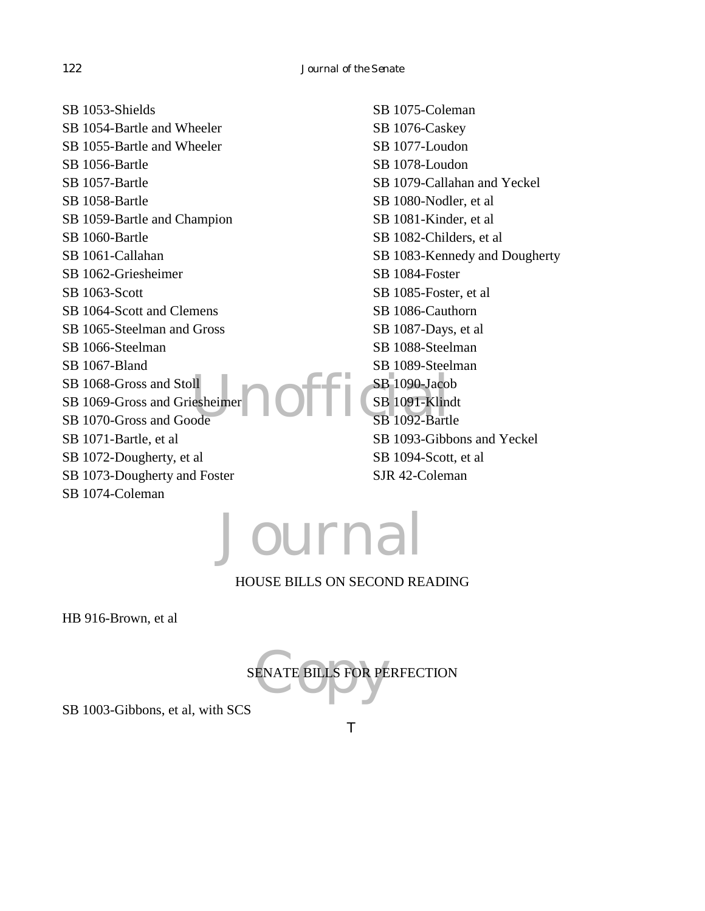SB 1053-Shields
SB 1054-Bartle and Wheeler
SB 1055-Bartle and Wheeler
SB 1056-Bartle
SB 1057-Bartle
SB 1058-Bartle
SB 1059-Bartle and Champion
SB 1060-Bartle
SB 1061-Callahan
SB 1062-Griesheimer
SB 1063-Scott
SB 1064-Scott and Clemens
SB 1065-Steelman and Gross
SB 1066-Steelman
SB 1067-Bland
SB 1068-Gross and Stoll
SB 1069-Gross and Griesheimer
SB 1070-Gross and Goode
SB 1071-Bartle, et al
SB 1072-Dougherty, et al
SB 1073-Dougherty and Foster
SB 1074-Coleman
SB 1075-Coleman
SB 1076-Caskey
SB 1077-Loudon
SB 1078-Loudon
SB 1079-Callahan and Yeckel
SB 1080-Nodler, et al
SB 1081-Kinder, et al
SB 1082-Childers, et al
SB 1083-Kennedy and Dougherty
SB 1084-Foster
SB 1085-Foster, et al
SB 1086-Cauthorn
SB 1087-Days, et al
SB 1088-Steelman
SB 1089-Steelman
SB 1090-Jacob
SB 1091-Klindt
SB 1092-Bartle
SB 1093-Gibbons and Yeckel
SB 1094-Scott, et al
SJR 42-Coleman

HOUSE BILLS ON SECOND READING

HB 916-Brown, et al

SENATE BILLS FOR PERFECTION

SB 1003-Gibbons, et al, with SCS

T